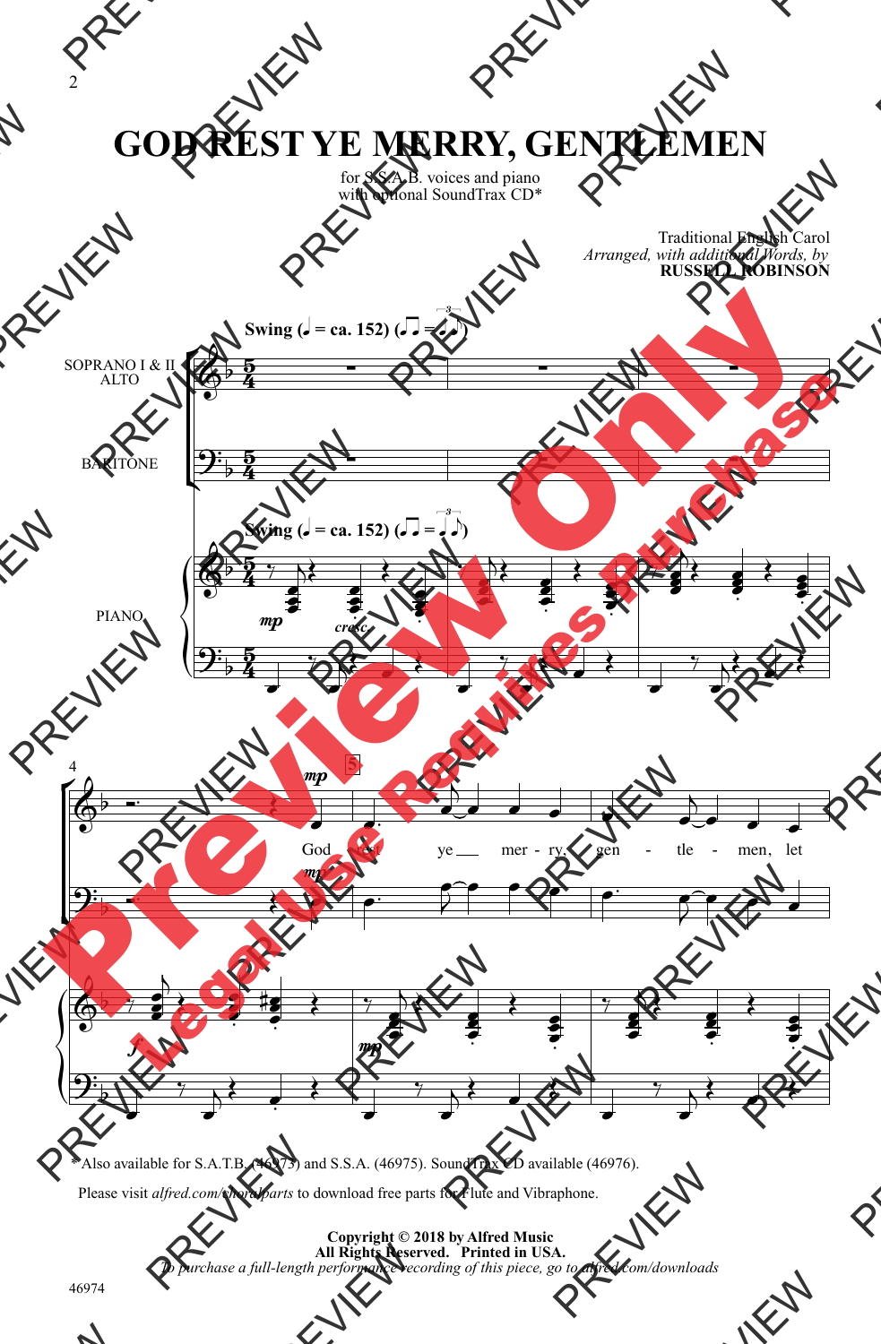# GOD REST YE MERRY, GENTLEMEN

for S.S.A.B. voices and piano
with optional SoundTrax CD*

Traditional English Carol
*Arranged, with additional Words, by*
**RUSSELL ROBINSON**

**Swing** (♩ = ca. 152)

SOPRANO I & II
ALTO

BARITONE

PIANO

God rest ye merry, gentlemen, let

\* Also available for S.A.T.B. (46973) and S.S.A. (46975). SoundTrax CD available (46976).

Please visit *alfred.com/choralparts* to download free parts for Flute and Vibraphone.

**Copyright © 2018 by Alfred Music**
**All Rights Reserved. Printed in USA.**
*To purchase a full-length performance recording of this piece, go to alfred.com/downloads*

46974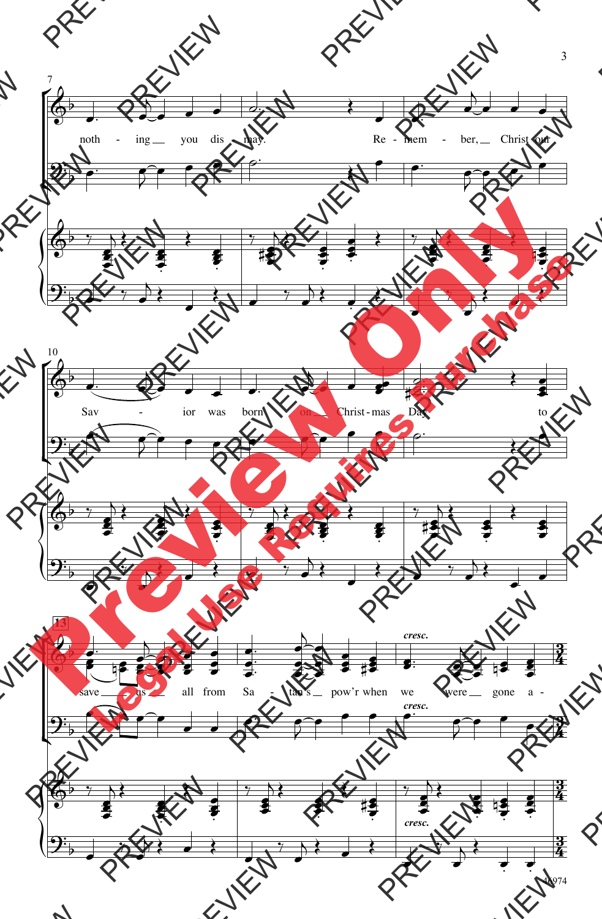7

noth - ing you dis - may. Re - mem - ber, Christ our

10

Sav - ior was born on Christ - mas Day to

13

save us all from Sa - tan's pow'r when we were gone a -

*cresc.*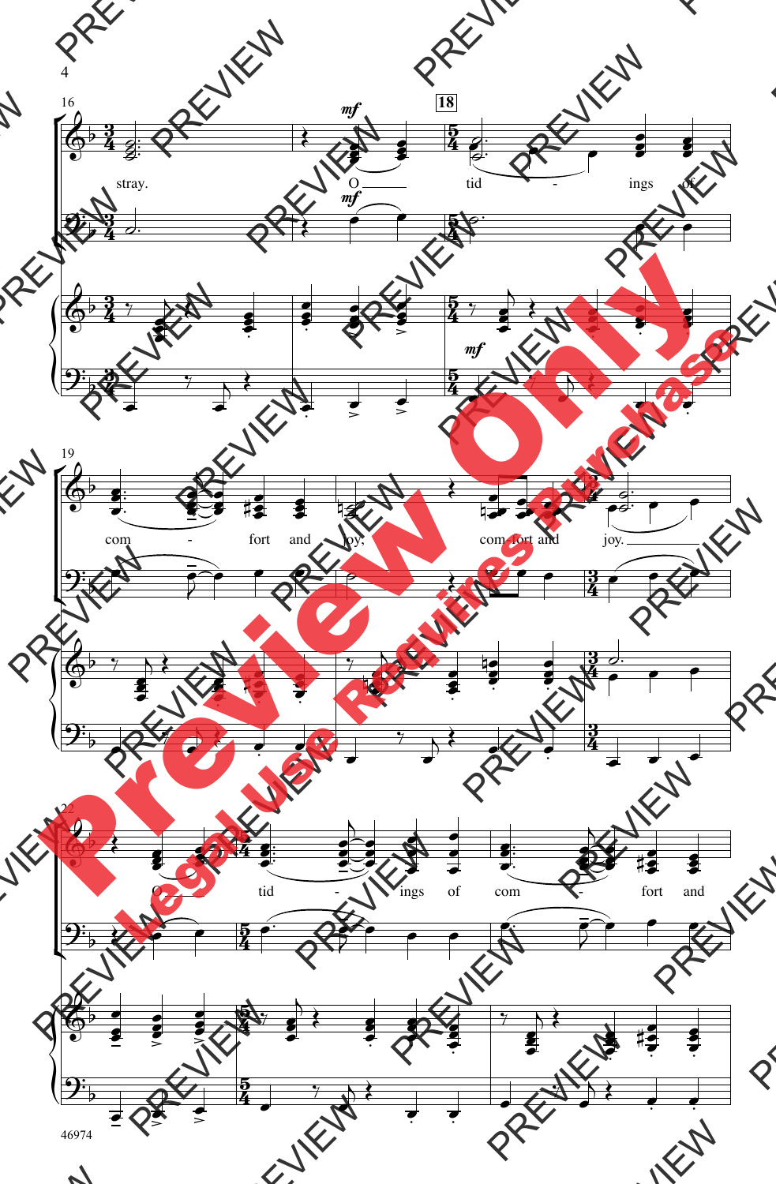stray.

O tid - ings of com - fort and joy, com-fort and joy.

O tid - ings of com - fort and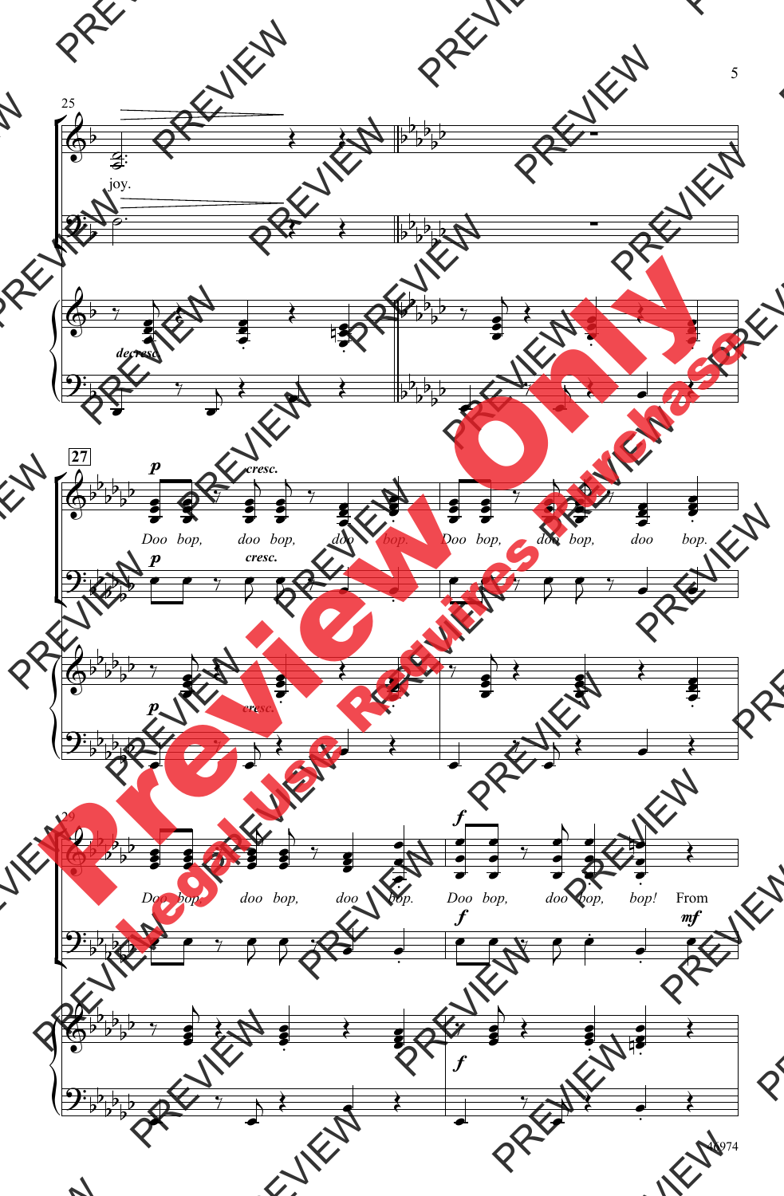25

joy.

*decresc.*

27

*p* *cresc.*

Doo bop, doo bop, doo bop. Doo bop, doo bop, doo bop.

*p* *cresc.*

*p* *cresc.*

29

*f*

Doo bop, doo bop, doo bop. Doo bop, doo bop, bop! From

*f* *mf*

*f*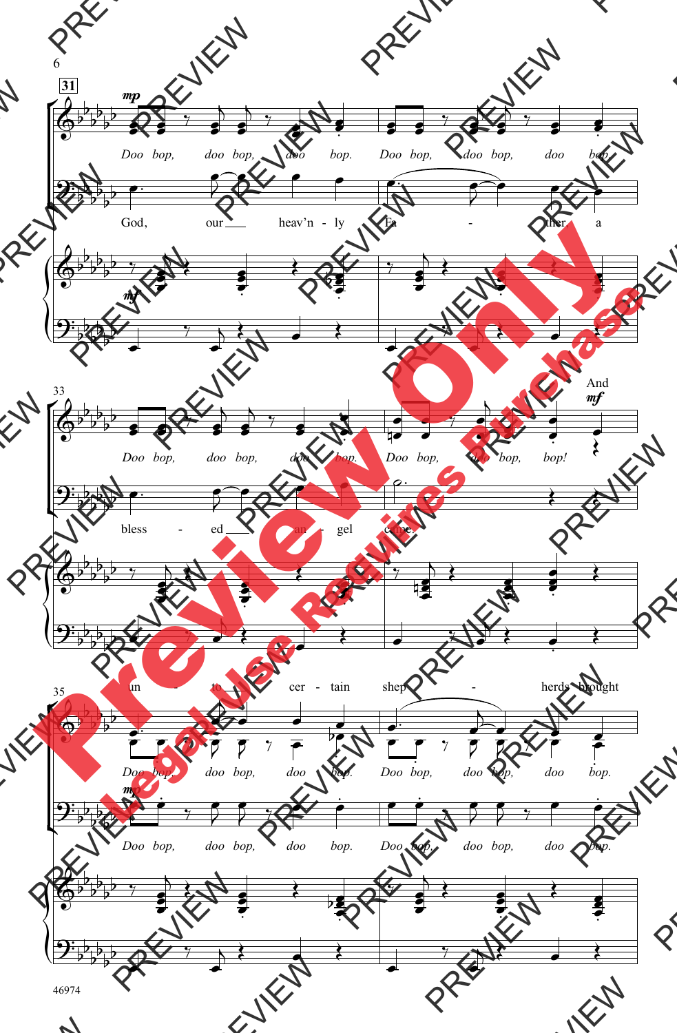**31** *mp*

Doo bop, doo bop, doo bop. Doo bop, doo bop, doo bop.

God, our heav'n - ly Fa - ther a

*mf*

**33**

Doo bop, doo bop, doo bop. Doo bop, doo bop, bop!

bless - ed an - gel came,

And *mf*

**35**

un - to cer - tain shep - herds brought

Doo bop, doo bop, doo bop. Doo bop, doo bop, doo bop.

*mp*

Doo bop, doo bop, doo bop. Doo bop, doo bop, doo bop.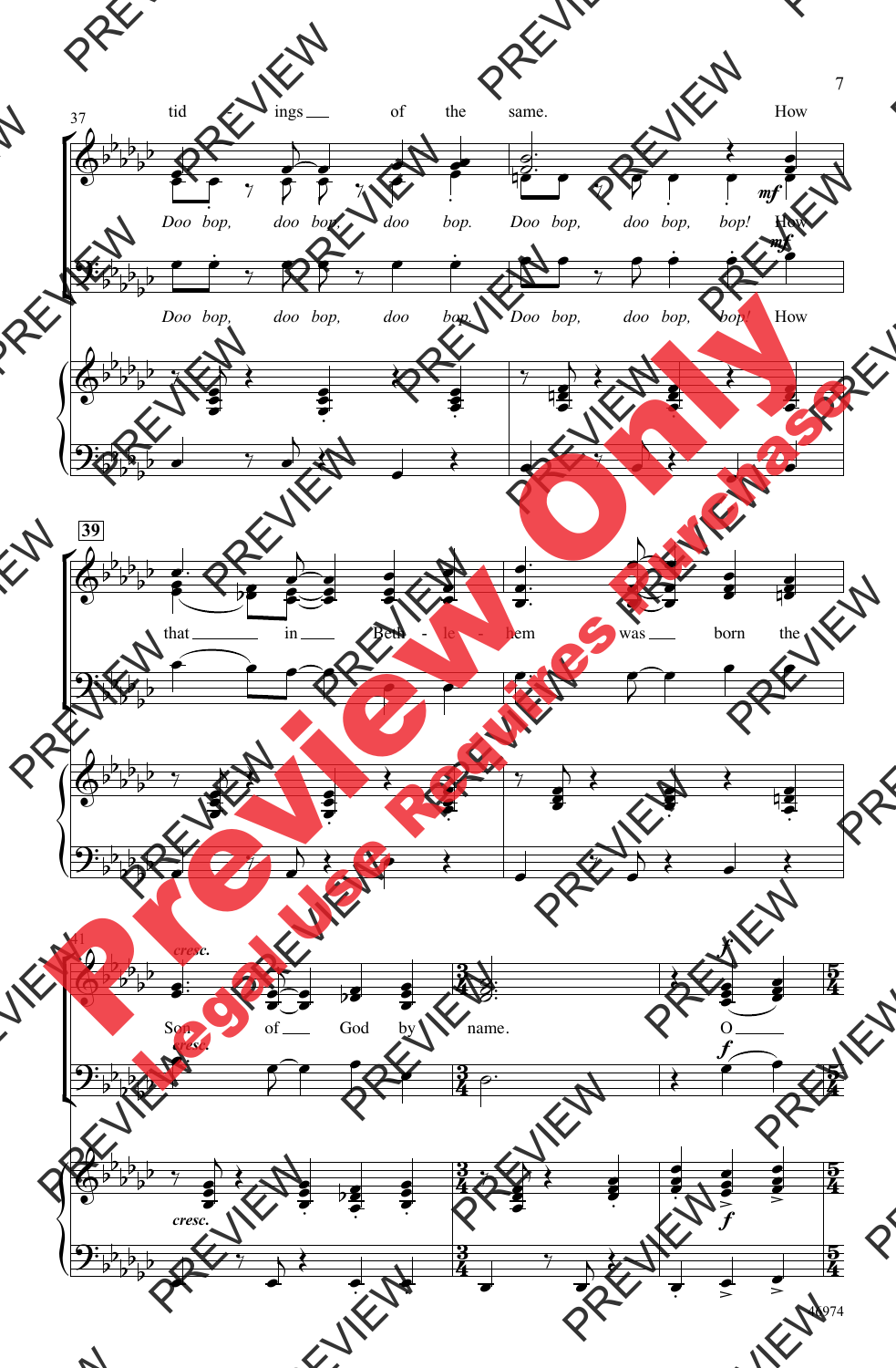37

tid ings of the same. How

Doo bop, doo bop, doo bop. Doo bop, doo bop, bop! How

Doo bop, doo bop, doo bop. Doo bop, doo bop, bop! How

39

that in Beth - le - hem was born the

41

Son of God by name. O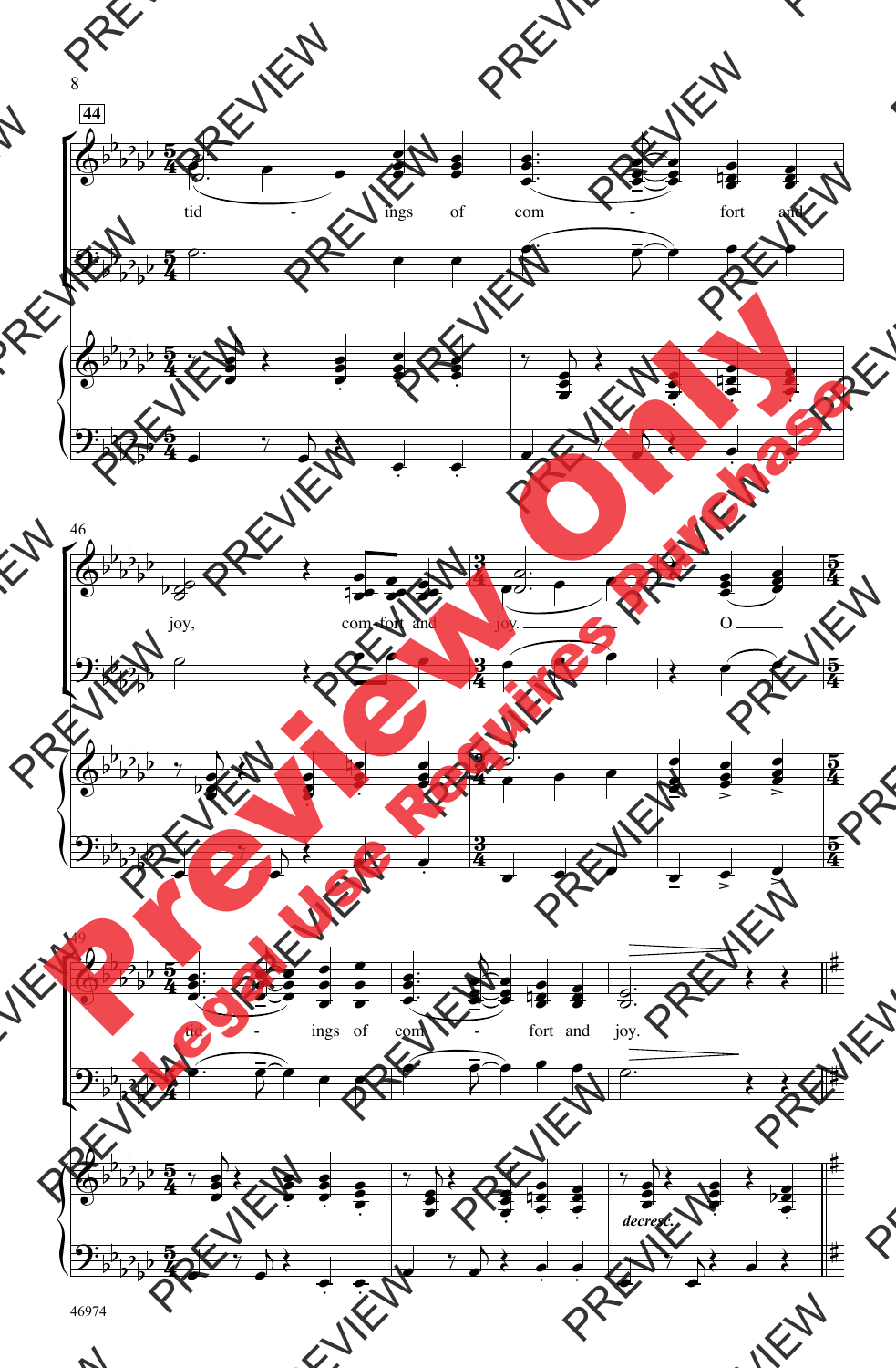44

tid - ings of com - fort and

46

joy, com - fort and joy. O

49

tid - ings of com - fort and joy.

*decresc.*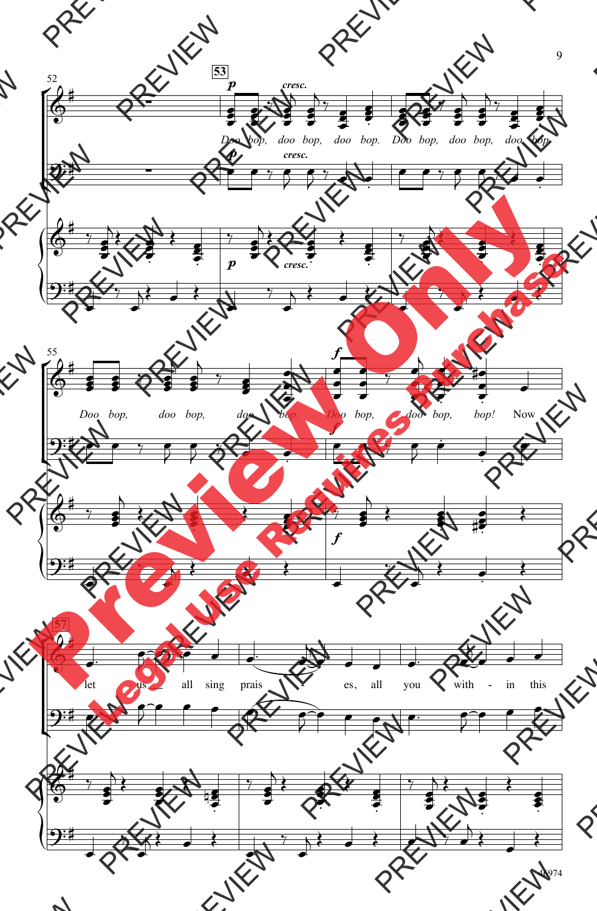52

**53**

*p* *cresc.*

Doo bop, doo bop, doo bop. Doo bop, doo bop, doo bop.

55

*f*

Doo bop, doo bop, doo bop. Doo bop, doo bop, bop! Now

**57**

let us all sing prais - es, all you with - in this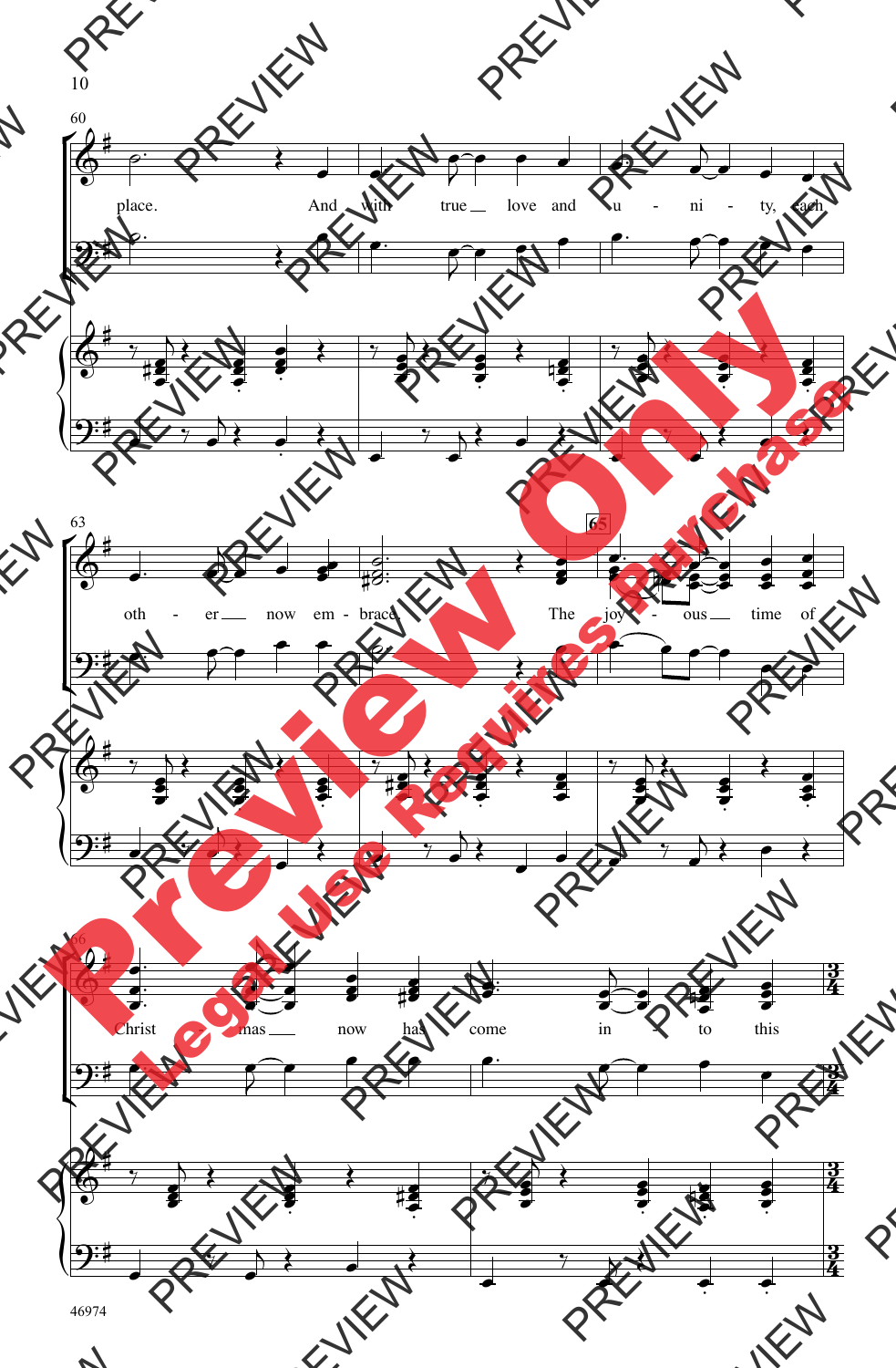60

place. And with true love and u - ni - ty, each

63

oth - er now em - brace. The joy - ous time of

65

66

Christ - mas now has come in - to this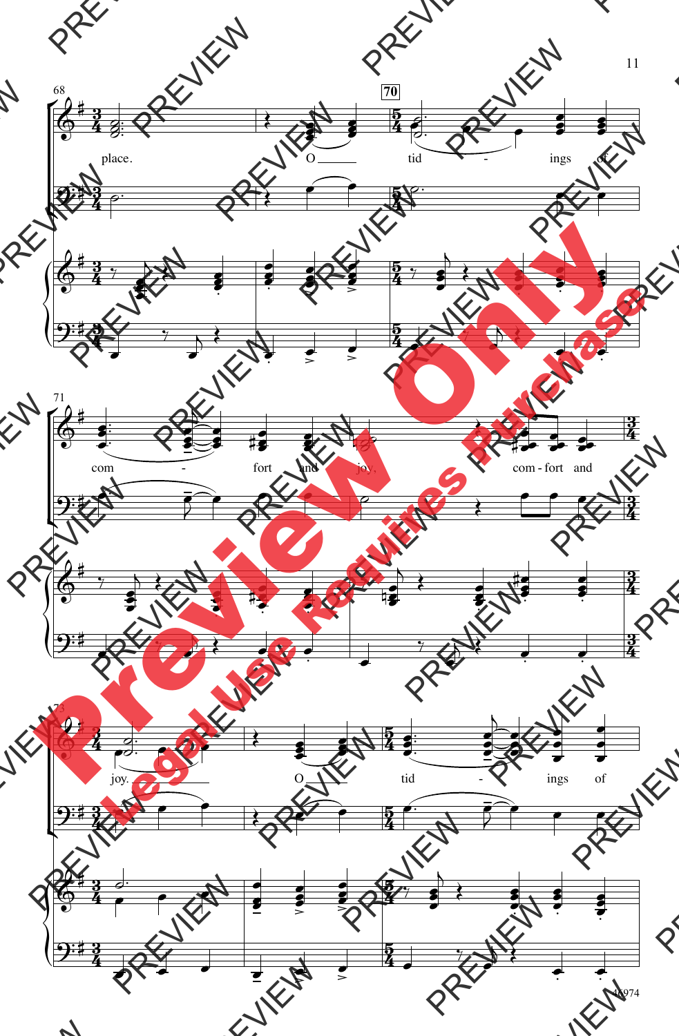68

70

place. O tid - ings of

71

com - fort and joy, com - fort and

73

joy. O tid - ings of